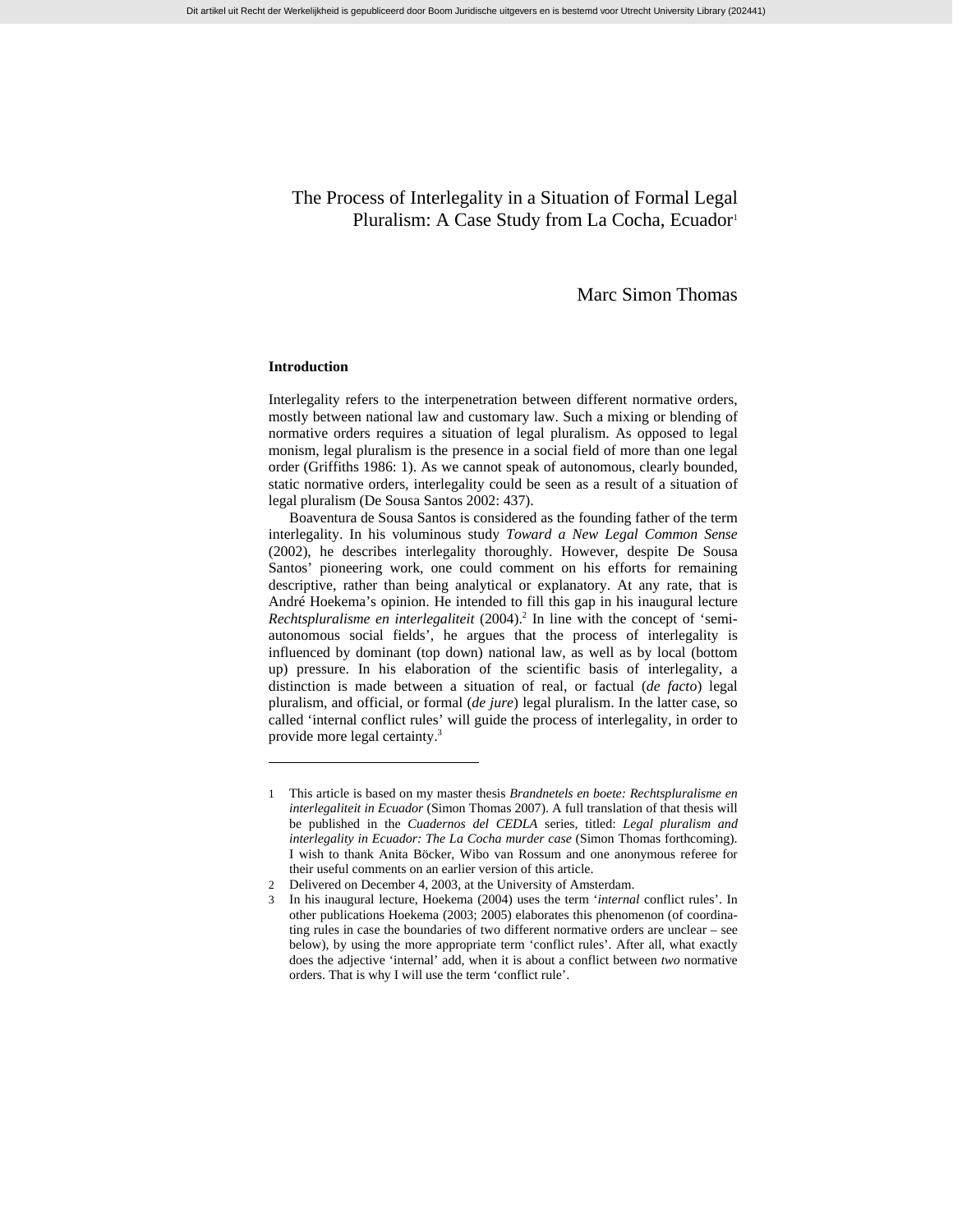# The Process of Interlegality in a Situation of Formal Legal Pluralism: A Case Study from La Cocha, Ecuador[1]

Marc Simon Thomas

## Introduction

Interlegality refers to the interpenetration between different normative orders, mostly between national law and customary law. Such a mixing or blending of normative orders requires a situation of legal pluralism. As opposed to legal monism, legal pluralism is the presence in a social field of more than one legal order (Griffiths 1986: 1). As we cannot speak of autonomous, clearly bounded, static normative orders, interlegality could be seen as a result of a situation of legal pluralism (De Sousa Santos 2002: 437).

Boaventura de Sousa Santos is considered as the founding father of the term interlegality. In his voluminous study *Toward a New Legal Common Sense* (2002), he describes interlegality thoroughly. However, despite De Sousa Santos' pioneering work, one could comment on his efforts for remaining descriptive, rather than being analytical or explanatory. At any rate, that is André Hoekema's opinion. He intended to fill this gap in his inaugural lecture *Rechtspluralisme en interlegaliteit* (2004).[2] In line with the concept of 'semi-autonomous social fields', he argues that the process of interlegality is influenced by dominant (top down) national law, as well as by local (bottom up) pressure. In his elaboration of the scientific basis of interlegality, a distinction is made between a situation of real, or factual (*de facto*) legal pluralism, and official, or formal (*de jure*) legal pluralism. In the latter case, so called 'internal conflict rules' will guide the process of interlegality, in order to provide more legal certainty.[3]

---

1 This article is based on my master thesis *Brandnetels en boete: Rechtspluralisme en interlegaliteit in Ecuador* (Simon Thomas 2007). A full translation of that thesis will be published in the *Cuadernos del CEDLA* series, titled: *Legal pluralism and interlegality in Ecuador: The La Cocha murder case* (Simon Thomas forthcoming). I wish to thank Anita Böcker, Wibo van Rossum and one anonymous referee for their useful comments on an earlier version of this article.

2 Delivered on December 4, 2003, at the University of Amsterdam.

3 In his inaugural lecture, Hoekema (2004) uses the term '*internal* conflict rules'. In other publications Hoekema (2003; 2005) elaborates this phenomenon (of coordinating rules in case the boundaries of two different normative orders are unclear – see below), by using the more appropriate term 'conflict rules'. After all, what exactly does the adjective 'internal' add, when it is about a conflict between *two* normative orders. That is why I will use the term 'conflict rule'.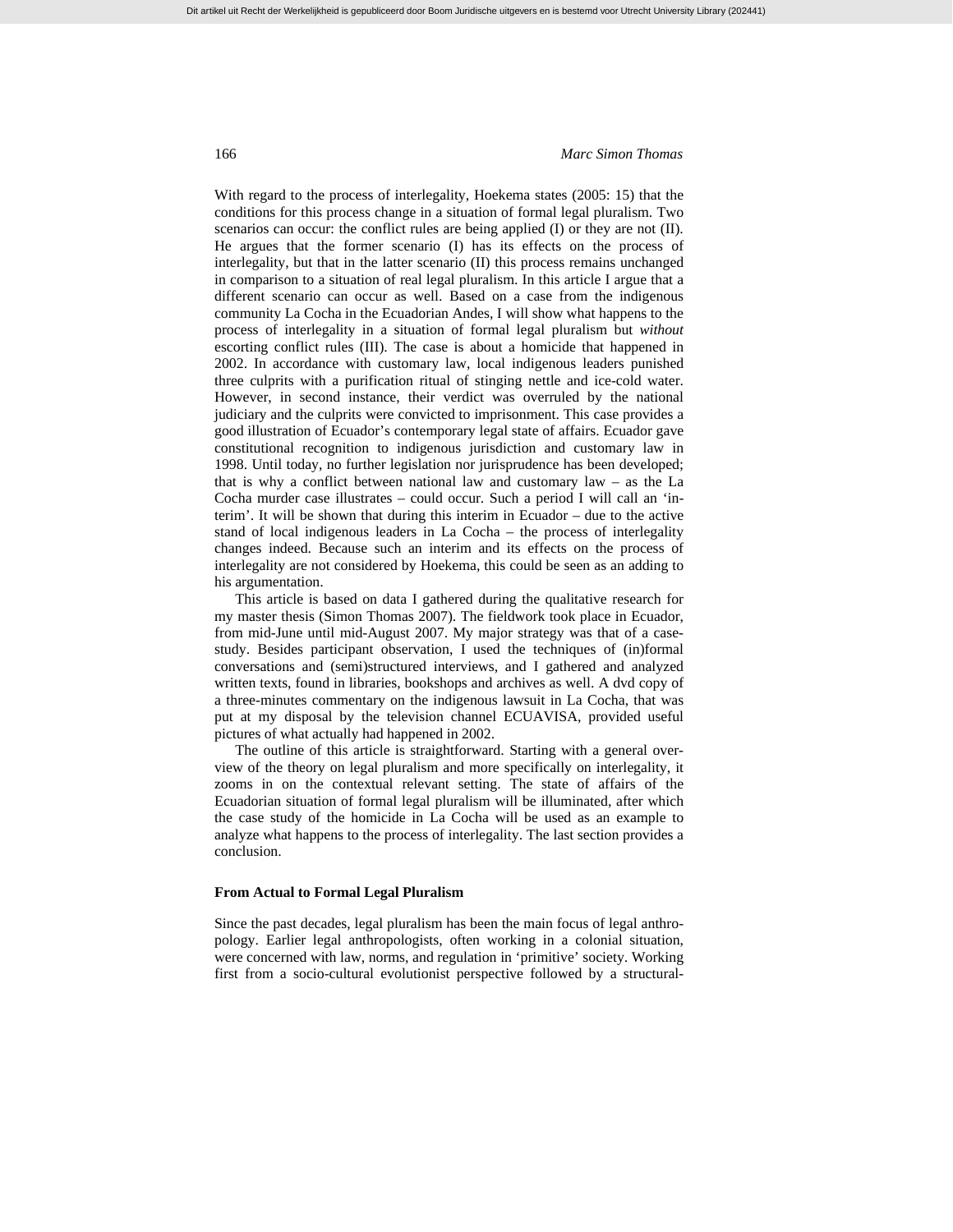With regard to the process of interlegality, Hoekema states (2005: 15) that the conditions for this process change in a situation of formal legal pluralism. Two scenarios can occur: the conflict rules are being applied (I) or they are not (II). He argues that the former scenario (I) has its effects on the process of interlegality, but that in the latter scenario (II) this process remains unchanged in comparison to a situation of real legal pluralism. In this article I argue that a different scenario can occur as well. Based on a case from the indigenous community La Cocha in the Ecuadorian Andes, I will show what happens to the process of interlegality in a situation of formal legal pluralism but *without* escorting conflict rules (III). The case is about a homicide that happened in 2002. In accordance with customary law, local indigenous leaders punished three culprits with a purification ritual of stinging nettle and ice-cold water. However, in second instance, their verdict was overruled by the national judiciary and the culprits were convicted to imprisonment. This case provides a good illustration of Ecuador's contemporary legal state of affairs. Ecuador gave constitutional recognition to indigenous jurisdiction and customary law in 1998. Until today, no further legislation nor jurisprudence has been developed; that is why a conflict between national law and customary law – as the La Cocha murder case illustrates – could occur. Such a period I will call an 'interim'. It will be shown that during this interim in Ecuador – due to the active stand of local indigenous leaders in La Cocha – the process of interlegality changes indeed. Because such an interim and its effects on the process of interlegality are not considered by Hoekema, this could be seen as an adding to his argumentation.

This article is based on data I gathered during the qualitative research for my master thesis (Simon Thomas 2007). The fieldwork took place in Ecuador, from mid-June until mid-August 2007. My major strategy was that of a case-study. Besides participant observation, I used the techniques of (in)formal conversations and (semi)structured interviews, and I gathered and analyzed written texts, found in libraries, bookshops and archives as well. A dvd copy of a three-minutes commentary on the indigenous lawsuit in La Cocha, that was put at my disposal by the television channel ECUAVISA, provided useful pictures of what actually had happened in 2002.

The outline of this article is straightforward. Starting with a general overview of the theory on legal pluralism and more specifically on interlegality, it zooms in on the contextual relevant setting. The state of affairs of the Ecuadorian situation of formal legal pluralism will be illuminated, after which the case study of the homicide in La Cocha will be used as an example to analyze what happens to the process of interlegality. The last section provides a conclusion.

## From Actual to Formal Legal Pluralism

Since the past decades, legal pluralism has been the main focus of legal anthropology. Earlier legal anthropologists, often working in a colonial situation, were concerned with law, norms, and regulation in 'primitive' society. Working first from a socio-cultural evolutionist perspective followed by a structural-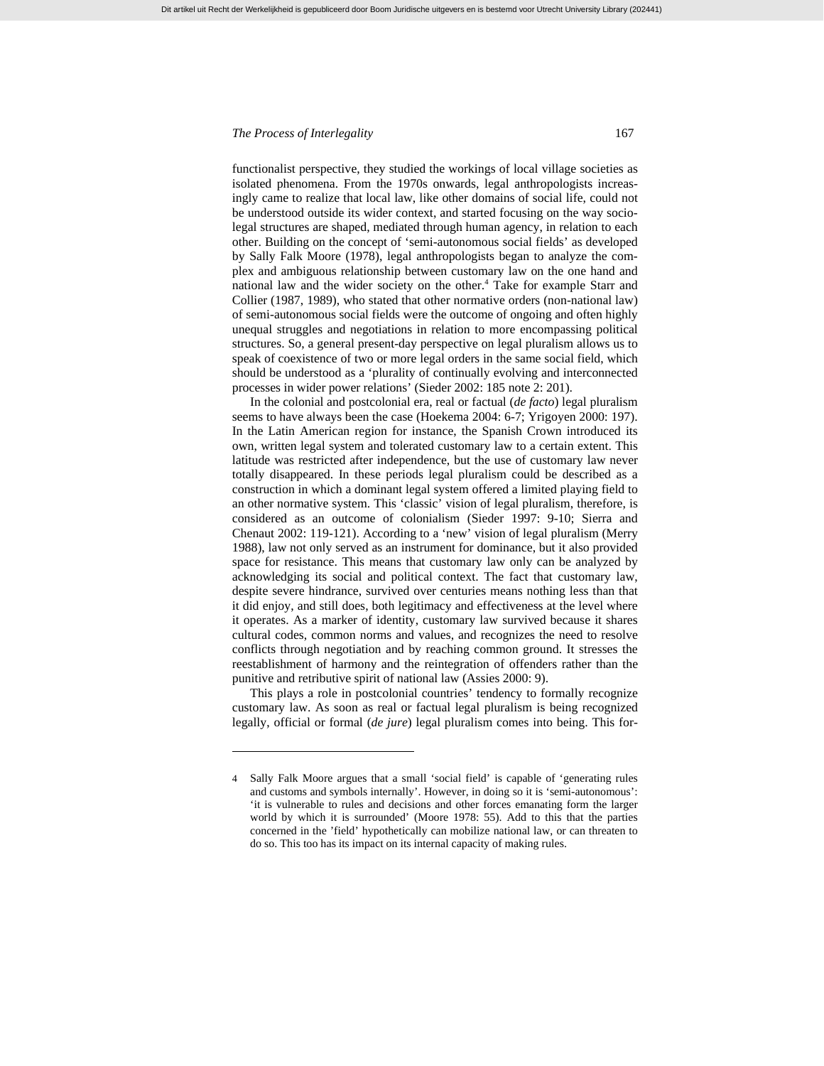functionalist perspective, they studied the workings of local village societies as isolated phenomena. From the 1970s onwards, legal anthropologists increasingly came to realize that local law, like other domains of social life, could not be understood outside its wider context, and started focusing on the way socio-legal structures are shaped, mediated through human agency, in relation to each other. Building on the concept of 'semi-autonomous social fields' as developed by Sally Falk Moore (1978), legal anthropologists began to analyze the complex and ambiguous relationship between customary law on the one hand and national law and the wider society on the other.[4] Take for example Starr and Collier (1987, 1989), who stated that other normative orders (non-national law) of semi-autonomous social fields were the outcome of ongoing and often highly unequal struggles and negotiations in relation to more encompassing political structures. So, a general present-day perspective on legal pluralism allows us to speak of coexistence of two or more legal orders in the same social field, which should be understood as a 'plurality of continually evolving and interconnected processes in wider power relations' (Sieder 2002: 185 note 2: 201).

In the colonial and postcolonial era, real or factual (*de facto*) legal pluralism seems to have always been the case (Hoekema 2004: 6-7; Yrigoyen 2000: 197). In the Latin American region for instance, the Spanish Crown introduced its own, written legal system and tolerated customary law to a certain extent. This latitude was restricted after independence, but the use of customary law never totally disappeared. In these periods legal pluralism could be described as a construction in which a dominant legal system offered a limited playing field to an other normative system. This 'classic' vision of legal pluralism, therefore, is considered as an outcome of colonialism (Sieder 1997: 9-10; Sierra and Chenaut 2002: 119-121). According to a 'new' vision of legal pluralism (Merry 1988), law not only served as an instrument for dominance, but it also provided space for resistance. This means that customary law only can be analyzed by acknowledging its social and political context. The fact that customary law, despite severe hindrance, survived over centuries means nothing less than that it did enjoy, and still does, both legitimacy and effectiveness at the level where it operates. As a marker of identity, customary law survived because it shares cultural codes, common norms and values, and recognizes the need to resolve conflicts through negotiation and by reaching common ground. It stresses the reestablishment of harmony and the reintegration of offenders rather than the punitive and retributive spirit of national law (Assies 2000: 9).

This plays a role in postcolonial countries' tendency to formally recognize customary law. As soon as real or factual legal pluralism is being recognized legally, official or formal (*de jure*) legal pluralism comes into being. This for-

---

4 Sally Falk Moore argues that a small 'social field' is capable of 'generating rules and customs and symbols internally'. However, in doing so it is 'semi-autonomous': 'it is vulnerable to rules and decisions and other forces emanating form the larger world by which it is surrounded' (Moore 1978: 55). Add to this that the parties concerned in the 'field' hypothetically can mobilize national law, or can threaten to do so. This too has its impact on its internal capacity of making rules.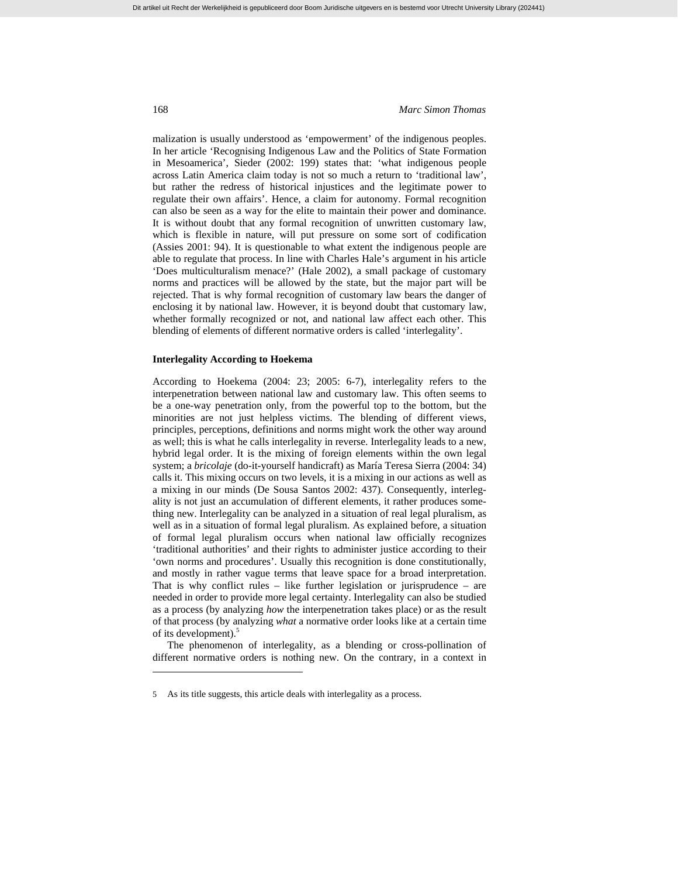malization is usually understood as 'empowerment' of the indigenous peoples. In her article 'Recognising Indigenous Law and the Politics of State Formation in Mesoamerica', Sieder (2002: 199) states that: 'what indigenous people across Latin America claim today is not so much a return to 'traditional law', but rather the redress of historical injustices and the legitimate power to regulate their own affairs'. Hence, a claim for autonomy. Formal recognition can also be seen as a way for the elite to maintain their power and dominance. It is without doubt that any formal recognition of unwritten customary law, which is flexible in nature, will put pressure on some sort of codification (Assies 2001: 94). It is questionable to what extent the indigenous people are able to regulate that process. In line with Charles Hale's argument in his article 'Does multiculturalism menace?' (Hale 2002), a small package of customary norms and practices will be allowed by the state, but the major part will be rejected. That is why formal recognition of customary law bears the danger of enclosing it by national law. However, it is beyond doubt that customary law, whether formally recognized or not, and national law affect each other. This blending of elements of different normative orders is called 'interlegality'.

## Interlegality According to Hoekema

According to Hoekema (2004: 23; 2005: 6-7), interlegality refers to the interpenetration between national law and customary law. This often seems to be a one-way penetration only, from the powerful top to the bottom, but the minorities are not just helpless victims. The blending of different views, principles, perceptions, definitions and norms might work the other way around as well; this is what he calls interlegality in reverse. Interlegality leads to a new, hybrid legal order. It is the mixing of foreign elements within the own legal system; a *bricolaje* (do-it-yourself handicraft) as María Teresa Sierra (2004: 34) calls it. This mixing occurs on two levels, it is a mixing in our actions as well as a mixing in our minds (De Sousa Santos 2002: 437). Consequently, interlegality is not just an accumulation of different elements, it rather produces something new. Interlegality can be analyzed in a situation of real legal pluralism, as well as in a situation of formal legal pluralism. As explained before, a situation of formal legal pluralism occurs when national law officially recognizes 'traditional authorities' and their rights to administer justice according to their 'own norms and procedures'. Usually this recognition is done constitutionally, and mostly in rather vague terms that leave space for a broad interpretation. That is why conflict rules – like further legislation or jurisprudence – are needed in order to provide more legal certainty. Interlegality can also be studied as a process (by analyzing *how* the interpenetration takes place) or as the result of that process (by analyzing *what* a normative order looks like at a certain time of its development).[5]

The phenomenon of interlegality, as a blending or cross-pollination of different normative orders is nothing new. On the contrary, in a context in

---

5 As its title suggests, this article deals with interlegality as a process.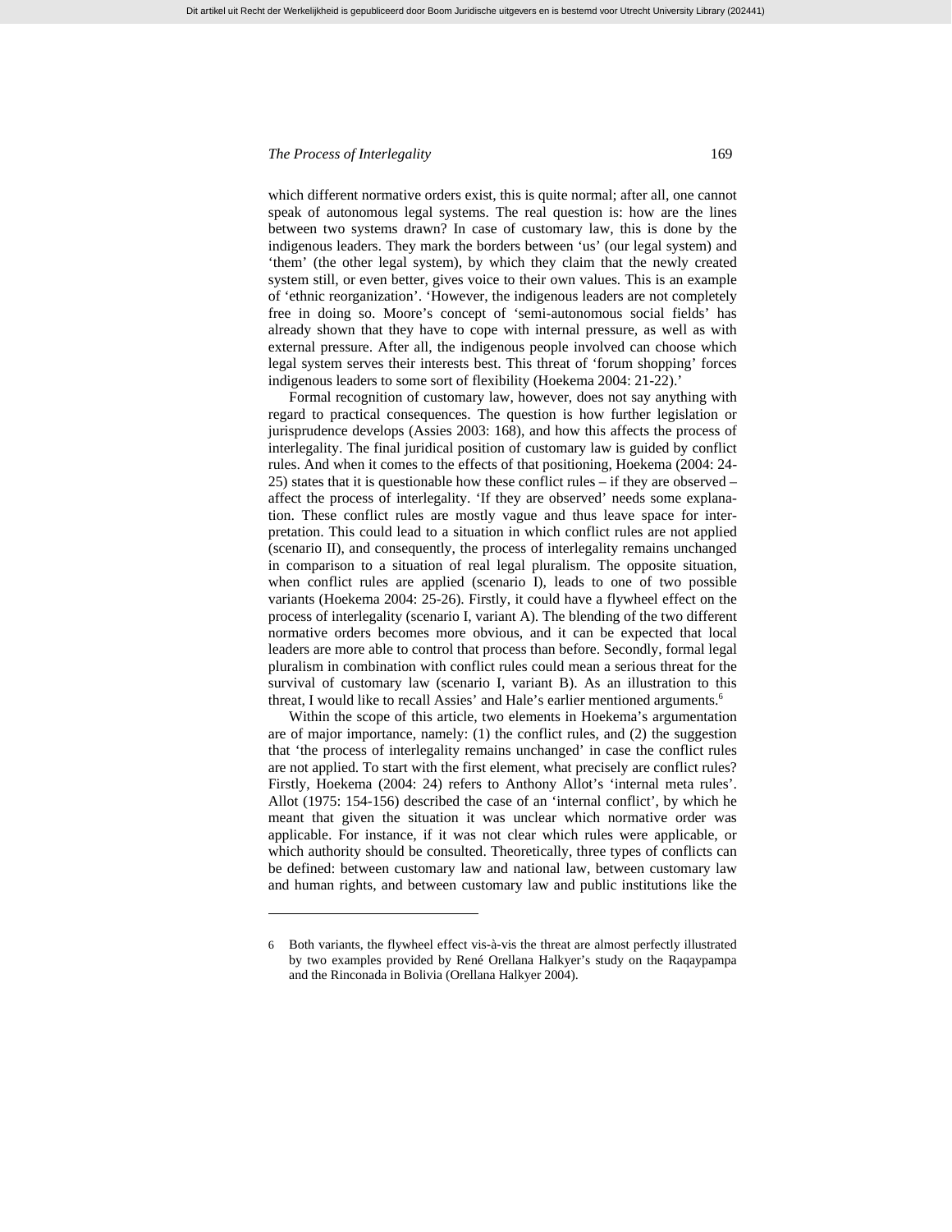which different normative orders exist, this is quite normal; after all, one cannot speak of autonomous legal systems. The real question is: how are the lines between two systems drawn? In case of customary law, this is done by the indigenous leaders. They mark the borders between 'us' (our legal system) and 'them' (the other legal system), by which they claim that the newly created system still, or even better, gives voice to their own values. This is an example of 'ethnic reorganization'. 'However, the indigenous leaders are not completely free in doing so. Moore's concept of 'semi-autonomous social fields' has already shown that they have to cope with internal pressure, as well as with external pressure. After all, the indigenous people involved can choose which legal system serves their interests best. This threat of 'forum shopping' forces indigenous leaders to some sort of flexibility (Hoekema 2004: 21-22).'

Formal recognition of customary law, however, does not say anything with regard to practical consequences. The question is how further legislation or jurisprudence develops (Assies 2003: 168), and how this affects the process of interlegality. The final juridical position of customary law is guided by conflict rules. And when it comes to the effects of that positioning, Hoekema (2004: 24-25) states that it is questionable how these conflict rules – if they are observed – affect the process of interlegality. 'If they are observed' needs some explanation. These conflict rules are mostly vague and thus leave space for interpretation. This could lead to a situation in which conflict rules are not applied (scenario II), and consequently, the process of interlegality remains unchanged in comparison to a situation of real legal pluralism. The opposite situation, when conflict rules are applied (scenario I), leads to one of two possible variants (Hoekema 2004: 25-26). Firstly, it could have a flywheel effect on the process of interlegality (scenario I, variant A). The blending of the two different normative orders becomes more obvious, and it can be expected that local leaders are more able to control that process than before. Secondly, formal legal pluralism in combination with conflict rules could mean a serious threat for the survival of customary law (scenario I, variant B). As an illustration to this threat, I would like to recall Assies' and Hale's earlier mentioned arguments.[6]

Within the scope of this article, two elements in Hoekema's argumentation are of major importance, namely: (1) the conflict rules, and (2) the suggestion that 'the process of interlegality remains unchanged' in case the conflict rules are not applied. To start with the first element, what precisely are conflict rules? Firstly, Hoekema (2004: 24) refers to Anthony Allot's 'internal meta rules'. Allot (1975: 154-156) described the case of an 'internal conflict', by which he meant that given the situation it was unclear which normative order was applicable. For instance, if it was not clear which rules were applicable, or which authority should be consulted. Theoretically, three types of conflicts can be defined: between customary law and national law, between customary law and human rights, and between customary law and public institutions like the

---

6 Both variants, the flywheel effect vis-à-vis the threat are almost perfectly illustrated by two examples provided by René Orellana Halkyer's study on the Raqaypampa and the Rinconada in Bolivia (Orellana Halkyer 2004).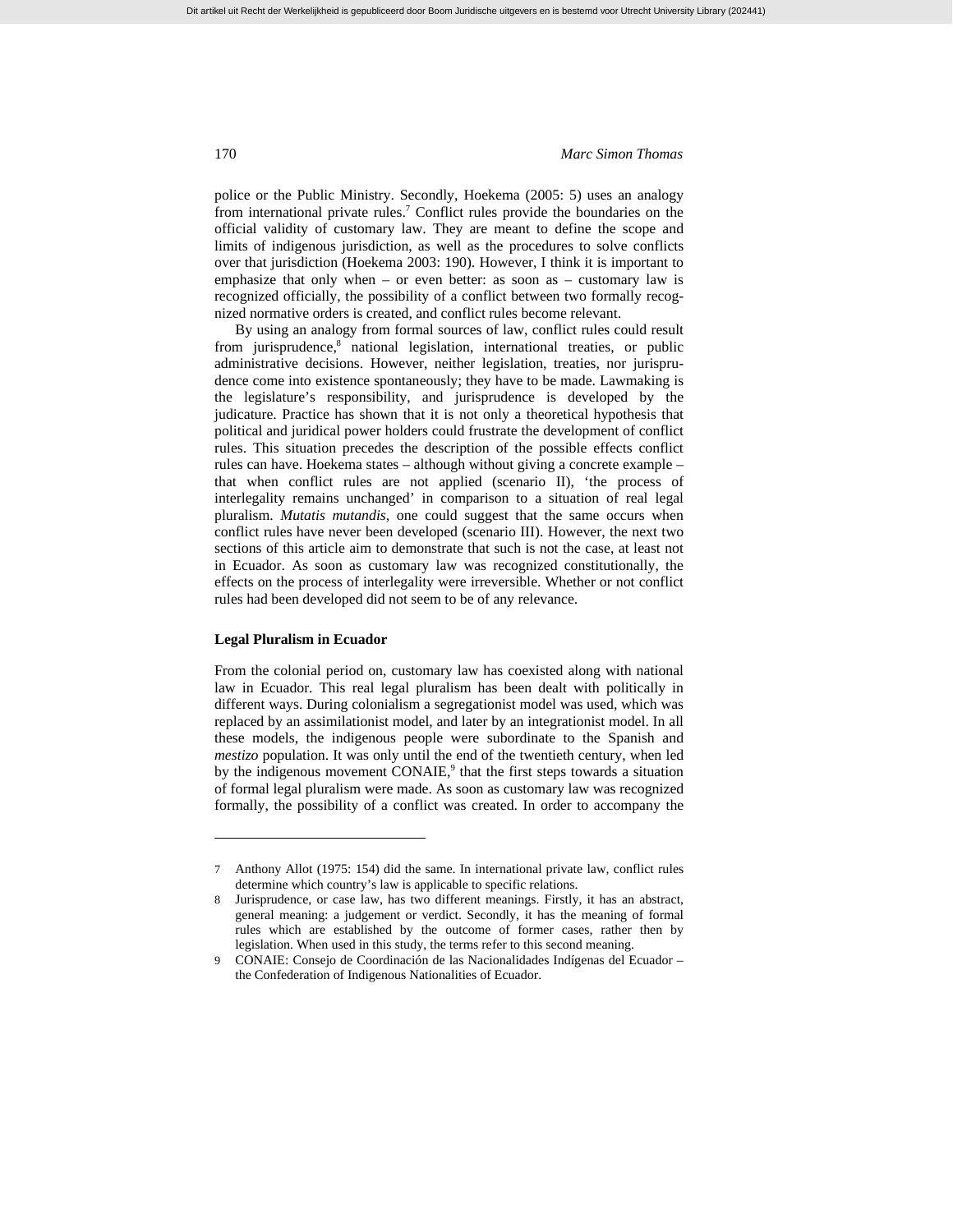police or the Public Ministry. Secondly, Hoekema (2005: 5) uses an analogy from international private rules.[7] Conflict rules provide the boundaries on the official validity of customary law. They are meant to define the scope and limits of indigenous jurisdiction, as well as the procedures to solve conflicts over that jurisdiction (Hoekema 2003: 190). However, I think it is important to emphasize that only when – or even better: as soon as – customary law is recognized officially, the possibility of a conflict between two formally recognized normative orders is created, and conflict rules become relevant.

By using an analogy from formal sources of law, conflict rules could result from jurisprudence,[8] national legislation, international treaties, or public administrative decisions. However, neither legislation, treaties, nor jurisprudence come into existence spontaneously; they have to be made. Lawmaking is the legislature's responsibility, and jurisprudence is developed by the judicature. Practice has shown that it is not only a theoretical hypothesis that political and juridical power holders could frustrate the development of conflict rules. This situation precedes the description of the possible effects conflict rules can have. Hoekema states – although without giving a concrete example – that when conflict rules are not applied (scenario II), 'the process of interlegality remains unchanged' in comparison to a situation of real legal pluralism. *Mutatis mutandis*, one could suggest that the same occurs when conflict rules have never been developed (scenario III). However, the next two sections of this article aim to demonstrate that such is not the case, at least not in Ecuador. As soon as customary law was recognized constitutionally, the effects on the process of interlegality were irreversible. Whether or not conflict rules had been developed did not seem to be of any relevance.

## Legal Pluralism in Ecuador

From the colonial period on, customary law has coexisted along with national law in Ecuador. This real legal pluralism has been dealt with politically in different ways. During colonialism a segregationist model was used, which was replaced by an assimilationist model, and later by an integrationist model. In all these models, the indigenous people were subordinate to the Spanish and *mestizo* population. It was only until the end of the twentieth century, when led by the indigenous movement CONAIE,[9] that the first steps towards a situation of formal legal pluralism were made. As soon as customary law was recognized formally, the possibility of a conflict was created. In order to accompany the

---

7 Anthony Allot (1975: 154) did the same. In international private law, conflict rules determine which country's law is applicable to specific relations.

8 Jurisprudence, or case law, has two different meanings. Firstly, it has an abstract, general meaning: a judgement or verdict. Secondly, it has the meaning of formal rules which are established by the outcome of former cases, rather then by legislation. When used in this study, the terms refer to this second meaning.

9 CONAIE: Consejo de Coordinación de las Nacionalidades Indígenas del Ecuador – the Confederation of Indigenous Nationalities of Ecuador.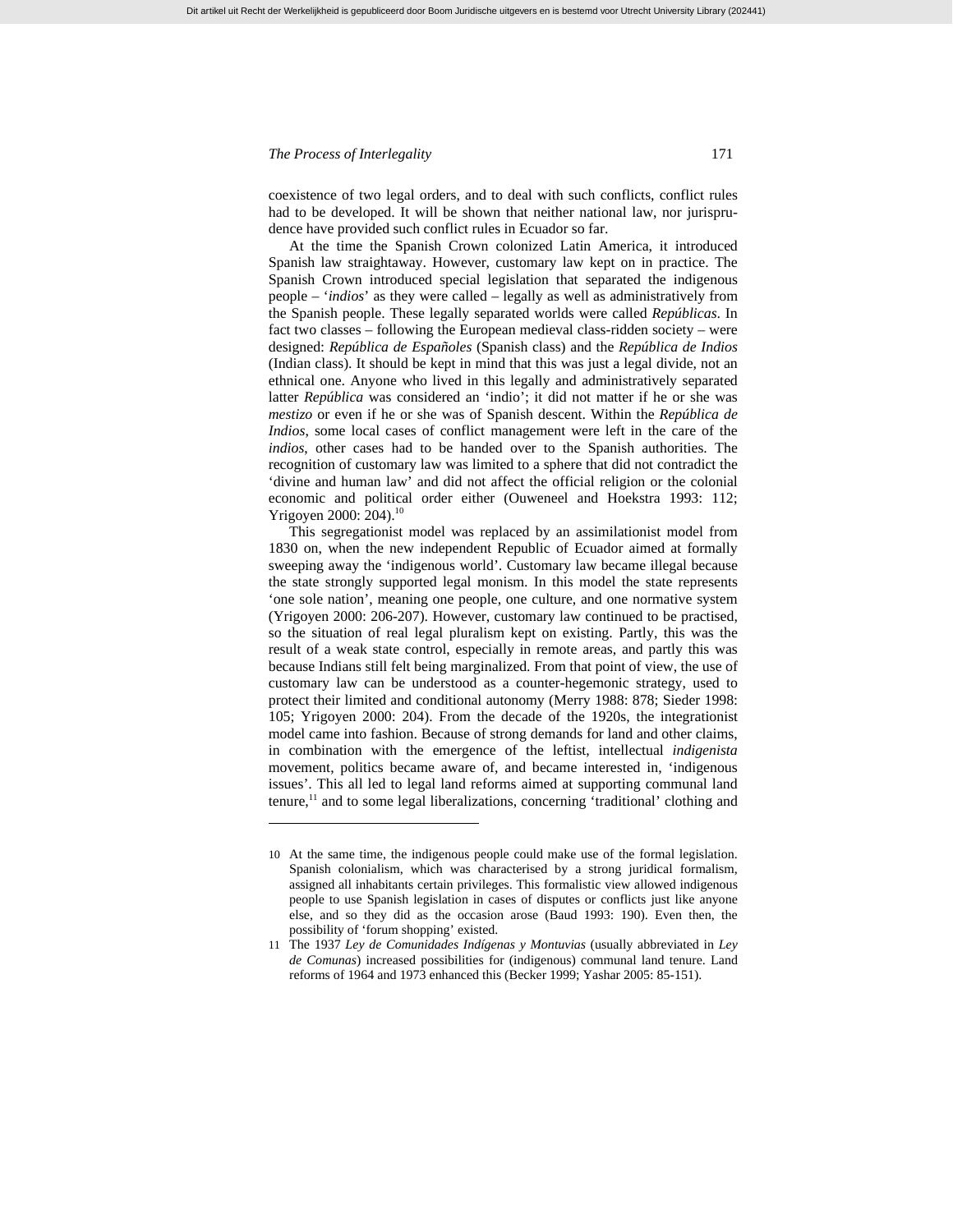coexistence of two legal orders, and to deal with such conflicts, conflict rules had to be developed. It will be shown that neither national law, nor jurisprudence have provided such conflict rules in Ecuador so far.

At the time the Spanish Crown colonized Latin America, it introduced Spanish law straightaway. However, customary law kept on in practice. The Spanish Crown introduced special legislation that separated the indigenous people – '*indios*' as they were called – legally as well as administratively from the Spanish people. These legally separated worlds were called *Repúblicas*. In fact two classes – following the European medieval class-ridden society – were designed: *República de Españoles* (Spanish class) and the *República de Indios* (Indian class). It should be kept in mind that this was just a legal divide, not an ethnical one. Anyone who lived in this legally and administratively separated latter *República* was considered an 'indio'; it did not matter if he or she was *mestizo* or even if he or she was of Spanish descent. Within the *República de Indios*, some local cases of conflict management were left in the care of the *indios*, other cases had to be handed over to the Spanish authorities. The recognition of customary law was limited to a sphere that did not contradict the 'divine and human law' and did not affect the official religion or the colonial economic and political order either (Ouweneel and Hoekstra 1993: 112; Yrigoyen 2000: 204).[10]

This segregationist model was replaced by an assimilationist model from 1830 on, when the new independent Republic of Ecuador aimed at formally sweeping away the 'indigenous world'. Customary law became illegal because the state strongly supported legal monism. In this model the state represents 'one sole nation', meaning one people, one culture, and one normative system (Yrigoyen 2000: 206-207). However, customary law continued to be practised, so the situation of real legal pluralism kept on existing. Partly, this was the result of a weak state control, especially in remote areas, and partly this was because Indians still felt being marginalized. From that point of view, the use of customary law can be understood as a counter-hegemonic strategy, used to protect their limited and conditional autonomy (Merry 1988: 878; Sieder 1998: 105; Yrigoyen 2000: 204). From the decade of the 1920s, the integrationist model came into fashion. Because of strong demands for land and other claims, in combination with the emergence of the leftist, intellectual *indigenista* movement, politics became aware of, and became interested in, 'indigenous issues'. This all led to legal land reforms aimed at supporting communal land tenure,[11] and to some legal liberalizations, concerning 'traditional' clothing and

---

10 At the same time, the indigenous people could make use of the formal legislation. Spanish colonialism, which was characterised by a strong juridical formalism, assigned all inhabitants certain privileges. This formalistic view allowed indigenous people to use Spanish legislation in cases of disputes or conflicts just like anyone else, and so they did as the occasion arose (Baud 1993: 190). Even then, the possibility of 'forum shopping' existed.

11 The 1937 *Ley de Comunidades Indígenas y Montuvias* (usually abbreviated in *Ley de Comunas*) increased possibilities for (indigenous) communal land tenure. Land reforms of 1964 and 1973 enhanced this (Becker 1999; Yashar 2005: 85-151).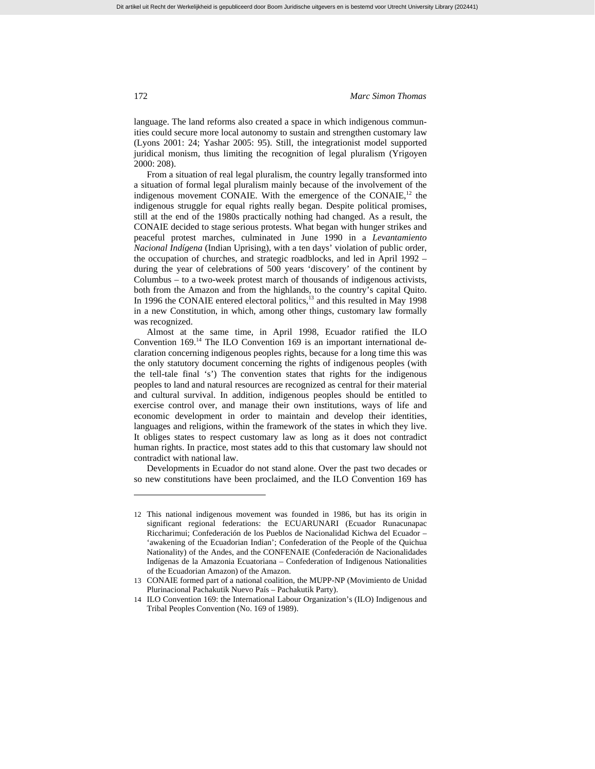language. The land reforms also created a space in which indigenous communities could secure more local autonomy to sustain and strengthen customary law (Lyons 2001: 24; Yashar 2005: 95). Still, the integrationist model supported juridical monism, thus limiting the recognition of legal pluralism (Yrigoyen 2000: 208).

From a situation of real legal pluralism, the country legally transformed into a situation of formal legal pluralism mainly because of the involvement of the indigenous movement CONAIE. With the emergence of the CONAIE,[12] the indigenous struggle for equal rights really began. Despite political promises, still at the end of the 1980s practically nothing had changed. As a result, the CONAIE decided to stage serious protests. What began with hunger strikes and peaceful protest marches, culminated in June 1990 in a *Levantamiento Nacional Indígena* (Indian Uprising), with a ten days' violation of public order, the occupation of churches, and strategic roadblocks, and led in April 1992 – during the year of celebrations of 500 years 'discovery' of the continent by Columbus – to a two-week protest march of thousands of indigenous activists, both from the Amazon and from the highlands, to the country's capital Quito. In 1996 the CONAIE entered electoral politics,[13] and this resulted in May 1998 in a new Constitution, in which, among other things, customary law formally was recognized.

Almost at the same time, in April 1998, Ecuador ratified the ILO Convention 169.[14] The ILO Convention 169 is an important international declaration concerning indigenous peoples rights, because for a long time this was the only statutory document concerning the rights of indigenous peoples (with the tell-tale final 's') The convention states that rights for the indigenous peoples to land and natural resources are recognized as central for their material and cultural survival. In addition, indigenous peoples should be entitled to exercise control over, and manage their own institutions, ways of life and economic development in order to maintain and develop their identities, languages and religions, within the framework of the states in which they live. It obliges states to respect customary law as long as it does not contradict human rights. In practice, most states add to this that customary law should not contradict with national law.

Developments in Ecuador do not stand alone. Over the past two decades or so new constitutions have been proclaimed, and the ILO Convention 169 has

---

12 This national indigenous movement was founded in 1986, but has its origin in significant regional federations: the ECUARUNARI (Ecuador Runacunapac Riccharimui; Confederación de los Pueblos de Nacionalidad Kichwa del Ecuador – 'awakening of the Ecuadorian Indian'; Confederation of the People of the Quichua Nationality) of the Andes, and the CONFENAIE (Confederación de Nacionalidades Indígenas de la Amazonia Ecuatoriana – Confederation of Indigenous Nationalities of the Ecuadorian Amazon) of the Amazon.

13 CONAIE formed part of a national coalition, the MUPP-NP (Movimiento de Unidad Plurinacional Pachakutik Nuevo País – Pachakutik Party).

14 ILO Convention 169: the International Labour Organization's (ILO) Indigenous and Tribal Peoples Convention (No. 169 of 1989).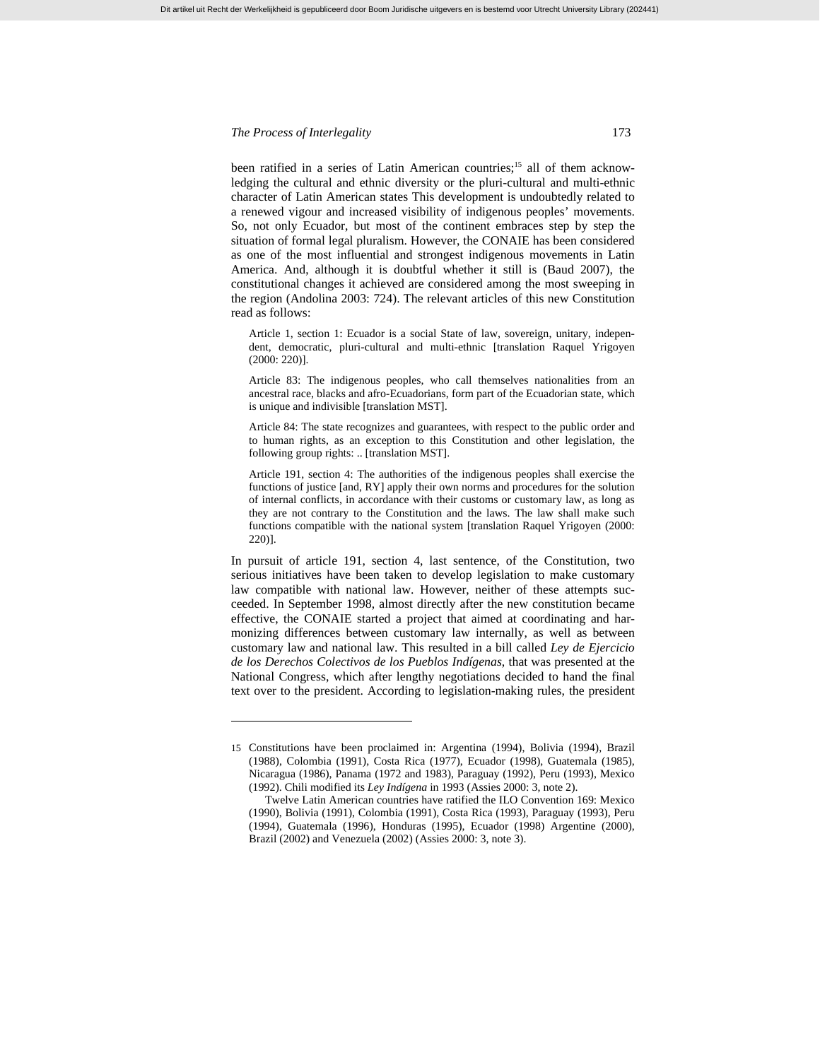been ratified in a series of Latin American countries;[15] all of them acknowledging the cultural and ethnic diversity or the pluri-cultural and multi-ethnic character of Latin American states This development is undoubtedly related to a renewed vigour and increased visibility of indigenous peoples' movements. So, not only Ecuador, but most of the continent embraces step by step the situation of formal legal pluralism. However, the CONAIE has been considered as one of the most influential and strongest indigenous movements in Latin America. And, although it is doubtful whether it still is (Baud 2007), the constitutional changes it achieved are considered among the most sweeping in the region (Andolina 2003: 724). The relevant articles of this new Constitution read as follows:

> Article 1, section 1: Ecuador is a social State of law, sovereign, unitary, independent, democratic, pluri-cultural and multi-ethnic [translation Raquel Yrigoyen (2000: 220)].
>
> Article 83: The indigenous peoples, who call themselves nationalities from an ancestral race, blacks and afro-Ecuadorians, form part of the Ecuadorian state, which is unique and indivisible [translation MST].
>
> Article 84: The state recognizes and guarantees, with respect to the public order and to human rights, as an exception to this Constitution and other legislation, the following group rights: .. [translation MST].
>
> Article 191, section 4: The authorities of the indigenous peoples shall exercise the functions of justice [and, RY] apply their own norms and procedures for the solution of internal conflicts, in accordance with their customs or customary law, as long as they are not contrary to the Constitution and the laws. The law shall make such functions compatible with the national system [translation Raquel Yrigoyen (2000: 220)].

In pursuit of article 191, section 4, last sentence, of the Constitution, two serious initiatives have been taken to develop legislation to make customary law compatible with national law. However, neither of these attempts succeeded. In September 1998, almost directly after the new constitution became effective, the CONAIE started a project that aimed at coordinating and harmonizing differences between customary law internally, as well as between customary law and national law. This resulted in a bill called *Ley de Ejercicio de los Derechos Colectivos de los Pueblos Indígenas*, that was presented at the National Congress, which after lengthy negotiations decided to hand the final text over to the president. According to legislation-making rules, the president

---

15 Constitutions have been proclaimed in: Argentina (1994), Bolivia (1994), Brazil (1988), Colombia (1991), Costa Rica (1977), Ecuador (1998), Guatemala (1985), Nicaragua (1986), Panama (1972 and 1983), Paraguay (1992), Peru (1993), Mexico (1992). Chili modified its *Ley Indígena* in 1993 (Assies 2000: 3, note 2).

Twelve Latin American countries have ratified the ILO Convention 169: Mexico (1990), Bolivia (1991), Colombia (1991), Costa Rica (1993), Paraguay (1993), Peru (1994), Guatemala (1996), Honduras (1995), Ecuador (1998) Argentine (2000), Brazil (2002) and Venezuela (2002) (Assies 2000: 3, note 3).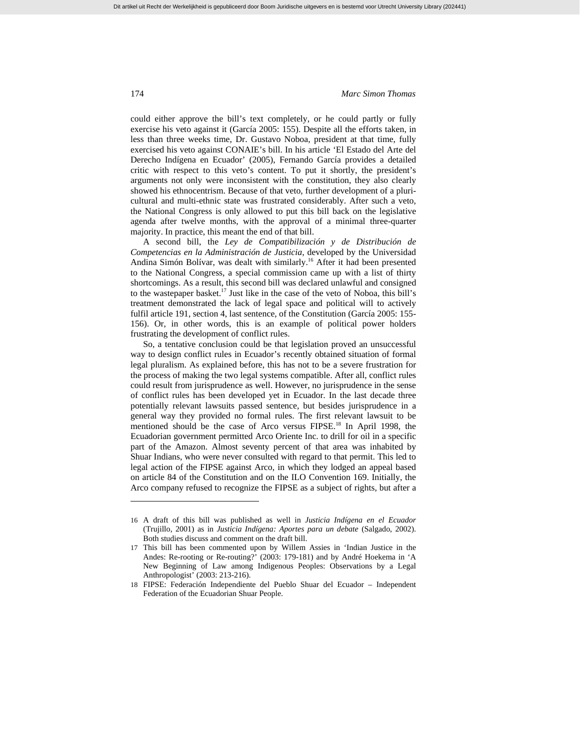could either approve the bill's text completely, or he could partly or fully exercise his veto against it (García 2005: 155). Despite all the efforts taken, in less than three weeks time, Dr. Gustavo Noboa, president at that time, fully exercised his veto against CONAIE's bill. In his article 'El Estado del Arte del Derecho Indígena en Ecuador' (2005), Fernando García provides a detailed critic with respect to this veto's content. To put it shortly, the president's arguments not only were inconsistent with the constitution, they also clearly showed his ethnocentrism. Because of that veto, further development of a pluricultural and multi-ethnic state was frustrated considerably. After such a veto, the National Congress is only allowed to put this bill back on the legislative agenda after twelve months, with the approval of a minimal three-quarter majority. In practice, this meant the end of that bill.

A second bill, the *Ley de Compatibilización y de Distribución de Competencias en la Administración de Justicia*, developed by the Universidad Andina Simón Bolívar, was dealt with similarly.[16] After it had been presented to the National Congress, a special commission came up with a list of thirty shortcomings. As a result, this second bill was declared unlawful and consigned to the wastepaper basket.[17] Just like in the case of the veto of Noboa, this bill's treatment demonstrated the lack of legal space and political will to actively fulfil article 191, section 4, last sentence, of the Constitution (García 2005: 155-156). Or, in other words, this is an example of political power holders frustrating the development of conflict rules.

So, a tentative conclusion could be that legislation proved an unsuccessful way to design conflict rules in Ecuador's recently obtained situation of formal legal pluralism. As explained before, this has not to be a severe frustration for the process of making the two legal systems compatible. After all, conflict rules could result from jurisprudence as well. However, no jurisprudence in the sense of conflict rules has been developed yet in Ecuador. In the last decade three potentially relevant lawsuits passed sentence, but besides jurisprudence in a general way they provided no formal rules. The first relevant lawsuit to be mentioned should be the case of Arco versus FIPSE.[18] In April 1998, the Ecuadorian government permitted Arco Oriente Inc. to drill for oil in a specific part of the Amazon. Almost seventy percent of that area was inhabited by Shuar Indians, who were never consulted with regard to that permit. This led to legal action of the FIPSE against Arco, in which they lodged an appeal based on article 84 of the Constitution and on the ILO Convention 169. Initially, the Arco company refused to recognize the FIPSE as a subject of rights, but after a

---

16 A draft of this bill was published as well in *Justicia Indígena en el Ecuador* (Trujillo, 2001) as in *Justicia Indígena: Aportes para un debate* (Salgado, 2002). Both studies discuss and comment on the draft bill.

17 This bill has been commented upon by Willem Assies in 'Indian Justice in the Andes: Re-rooting or Re-routing?' (2003: 179-181) and by André Hoekema in 'A New Beginning of Law among Indigenous Peoples: Observations by a Legal Anthropologist' (2003: 213-216).

18 FIPSE: Federación Independiente del Pueblo Shuar del Ecuador – Independent Federation of the Ecuadorian Shuar People.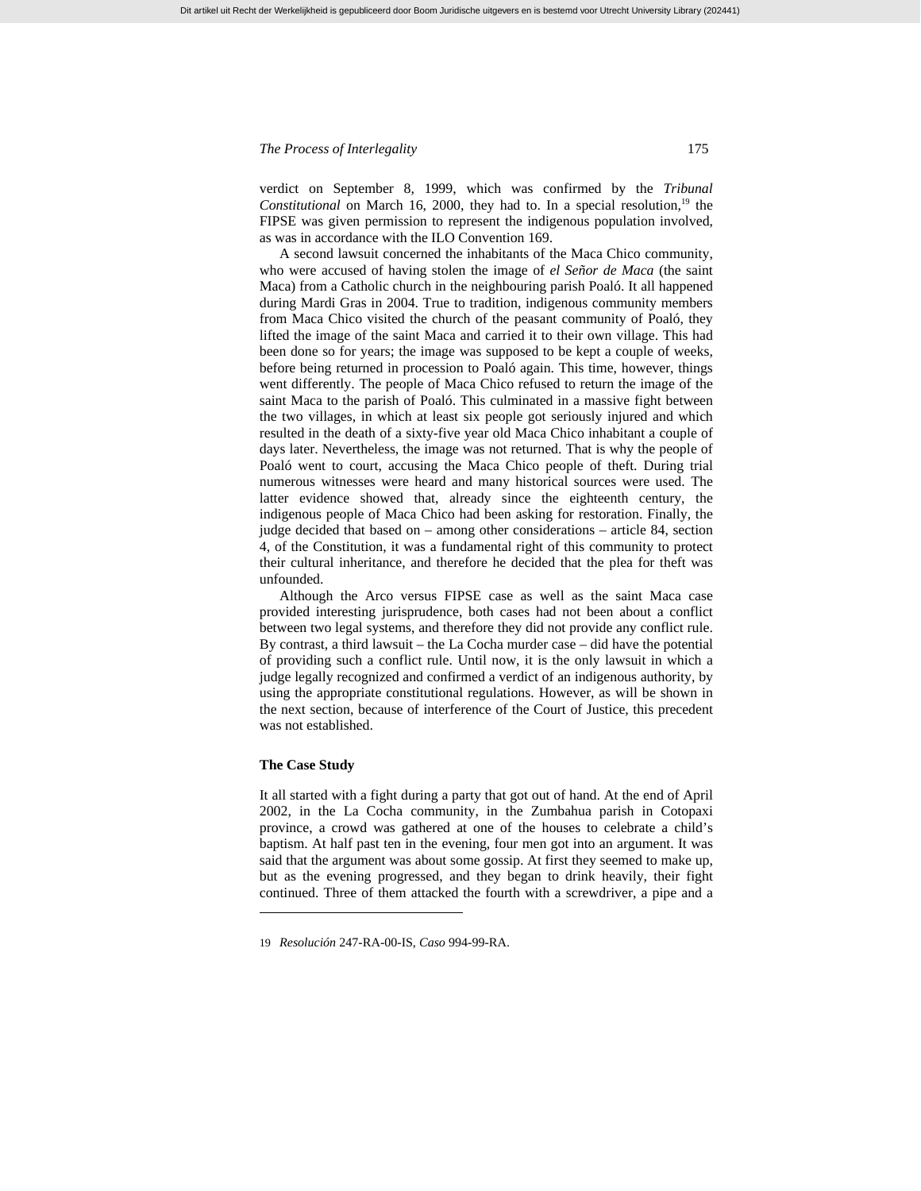verdict on September 8, 1999, which was confirmed by the *Tribunal Constitutional* on March 16, 2000, they had to. In a special resolution,[19] the FIPSE was given permission to represent the indigenous population involved, as was in accordance with the ILO Convention 169.

A second lawsuit concerned the inhabitants of the Maca Chico community, who were accused of having stolen the image of *el Señor de Maca* (the saint Maca) from a Catholic church in the neighbouring parish Poaló. It all happened during Mardi Gras in 2004. True to tradition, indigenous community members from Maca Chico visited the church of the peasant community of Poaló, they lifted the image of the saint Maca and carried it to their own village. This had been done so for years; the image was supposed to be kept a couple of weeks, before being returned in procession to Poaló again. This time, however, things went differently. The people of Maca Chico refused to return the image of the saint Maca to the parish of Poaló. This culminated in a massive fight between the two villages, in which at least six people got seriously injured and which resulted in the death of a sixty-five year old Maca Chico inhabitant a couple of days later. Nevertheless, the image was not returned. That is why the people of Poaló went to court, accusing the Maca Chico people of theft. During trial numerous witnesses were heard and many historical sources were used. The latter evidence showed that, already since the eighteenth century, the indigenous people of Maca Chico had been asking for restoration. Finally, the judge decided that based on – among other considerations – article 84, section 4, of the Constitution, it was a fundamental right of this community to protect their cultural inheritance, and therefore he decided that the plea for theft was unfounded.

Although the Arco versus FIPSE case as well as the saint Maca case provided interesting jurisprudence, both cases had not been about a conflict between two legal systems, and therefore they did not provide any conflict rule. By contrast, a third lawsuit – the La Cocha murder case – did have the potential of providing such a conflict rule. Until now, it is the only lawsuit in which a judge legally recognized and confirmed a verdict of an indigenous authority, by using the appropriate constitutional regulations. However, as will be shown in the next section, because of interference of the Court of Justice, this precedent was not established.

## The Case Study

It all started with a fight during a party that got out of hand. At the end of April 2002, in the La Cocha community, in the Zumbahua parish in Cotopaxi province, a crowd was gathered at one of the houses to celebrate a child's baptism. At half past ten in the evening, four men got into an argument. It was said that the argument was about some gossip. At first they seemed to make up, but as the evening progressed, and they began to drink heavily, their fight continued. Three of them attacked the fourth with a screwdriver, a pipe and a

---

19 *Resolución* 247-RA-00-IS, *Caso* 994-99-RA.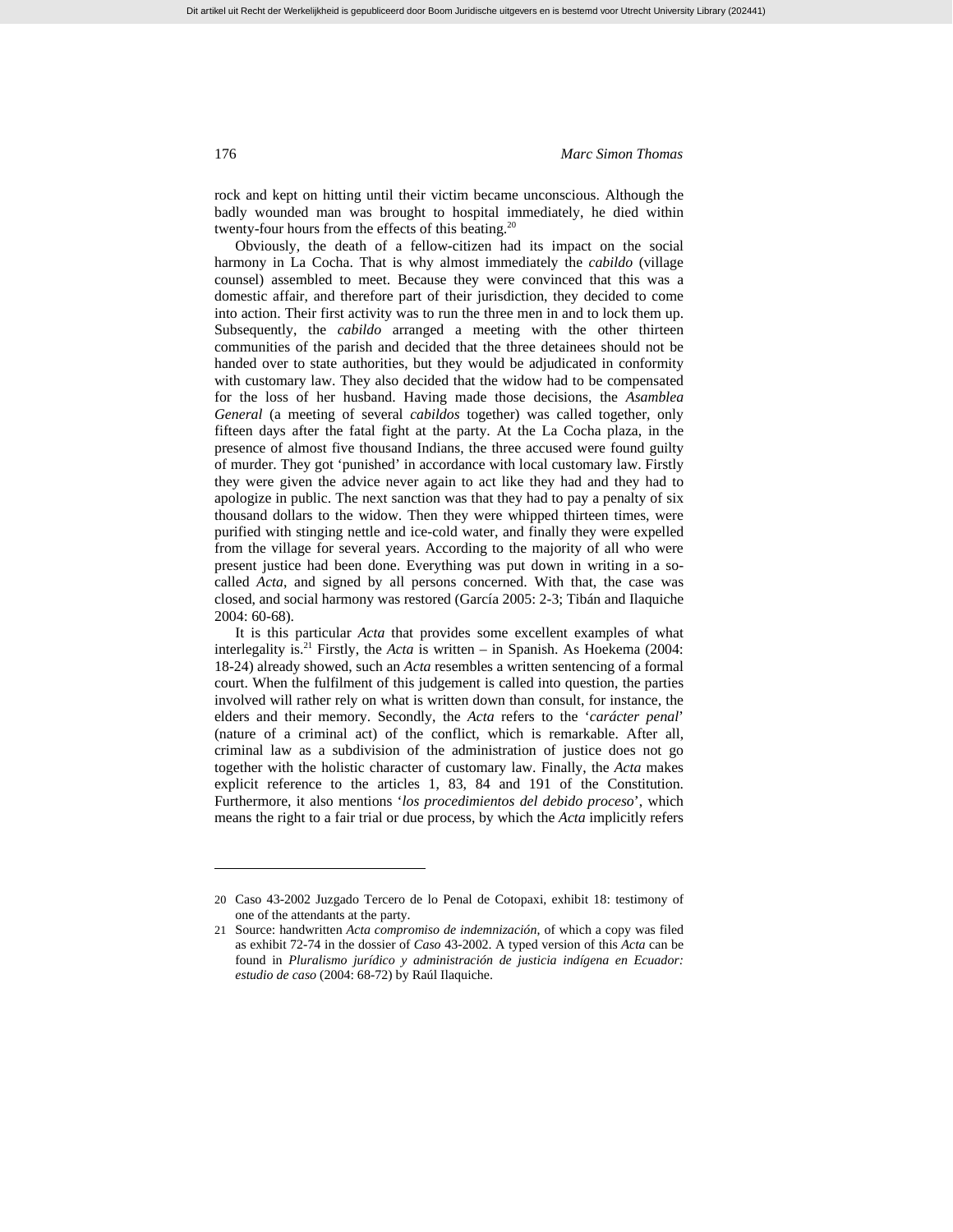rock and kept on hitting until their victim became unconscious. Although the badly wounded man was brought to hospital immediately, he died within twenty-four hours from the effects of this beating.[20]

Obviously, the death of a fellow-citizen had its impact on the social harmony in La Cocha. That is why almost immediately the *cabildo* (village counsel) assembled to meet. Because they were convinced that this was a domestic affair, and therefore part of their jurisdiction, they decided to come into action. Their first activity was to run the three men in and to lock them up. Subsequently, the *cabildo* arranged a meeting with the other thirteen communities of the parish and decided that the three detainees should not be handed over to state authorities, but they would be adjudicated in conformity with customary law. They also decided that the widow had to be compensated for the loss of her husband. Having made those decisions, the *Asamblea General* (a meeting of several *cabildos* together) was called together, only fifteen days after the fatal fight at the party. At the La Cocha plaza, in the presence of almost five thousand Indians, the three accused were found guilty of murder. They got 'punished' in accordance with local customary law. Firstly they were given the advice never again to act like they had and they had to apologize in public. The next sanction was that they had to pay a penalty of six thousand dollars to the widow. Then they were whipped thirteen times, were purified with stinging nettle and ice-cold water, and finally they were expelled from the village for several years. According to the majority of all who were present justice had been done. Everything was put down in writing in a so-called *Acta*, and signed by all persons concerned. With that, the case was closed, and social harmony was restored (García 2005: 2-3; Tibán and Ilaquiche 2004: 60-68).

It is this particular *Acta* that provides some excellent examples of what interlegality is.[21] Firstly, the *Acta* is written – in Spanish. As Hoekema (2004: 18-24) already showed, such an *Acta* resembles a written sentencing of a formal court. When the fulfilment of this judgement is called into question, the parties involved will rather rely on what is written down than consult, for instance, the elders and their memory. Secondly, the *Acta* refers to the '*carácter penal*' (nature of a criminal act) of the conflict, which is remarkable. After all, criminal law as a subdivision of the administration of justice does not go together with the holistic character of customary law. Finally, the *Acta* makes explicit reference to the articles 1, 83, 84 and 191 of the Constitution. Furthermore, it also mentions '*los procedimientos del debido proceso*', which means the right to a fair trial or due process, by which the *Acta* implicitly refers

---

20 Caso 43-2002 Juzgado Tercero de lo Penal de Cotopaxi, exhibit 18: testimony of one of the attendants at the party.

21 Source: handwritten *Acta compromiso de indemnización*, of which a copy was filed as exhibit 72-74 in the dossier of *Caso* 43-2002. A typed version of this *Acta* can be found in *Pluralismo jurídico y administración de justicia indígena en Ecuador: estudio de caso* (2004: 68-72) by Raúl Ilaquiche.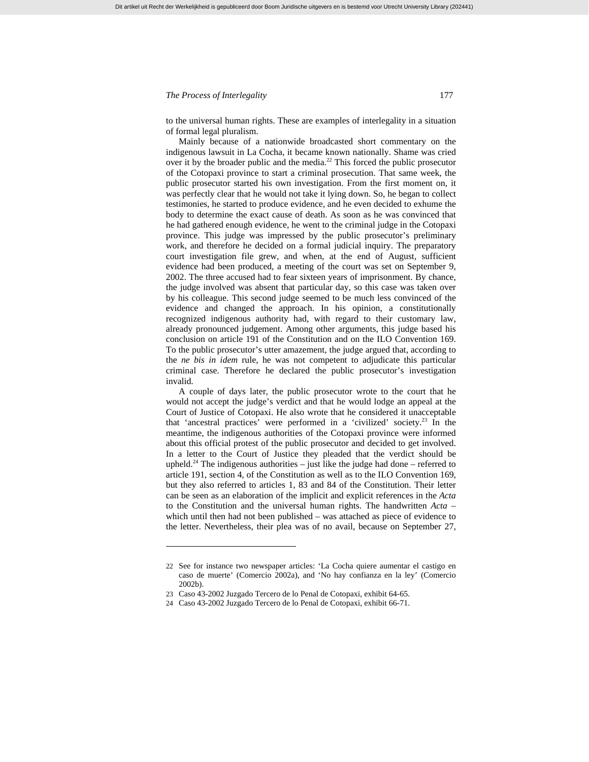to the universal human rights. These are examples of interlegality in a situation of formal legal pluralism.

Mainly because of a nationwide broadcasted short commentary on the indigenous lawsuit in La Cocha, it became known nationally. Shame was cried over it by the broader public and the media.[22] This forced the public prosecutor of the Cotopaxi province to start a criminal prosecution. That same week, the public prosecutor started his own investigation. From the first moment on, it was perfectly clear that he would not take it lying down. So, he began to collect testimonies, he started to produce evidence, and he even decided to exhume the body to determine the exact cause of death. As soon as he was convinced that he had gathered enough evidence, he went to the criminal judge in the Cotopaxi province. This judge was impressed by the public prosecutor's preliminary work, and therefore he decided on a formal judicial inquiry. The preparatory court investigation file grew, and when, at the end of August, sufficient evidence had been produced, a meeting of the court was set on September 9, 2002. The three accused had to fear sixteen years of imprisonment. By chance, the judge involved was absent that particular day, so this case was taken over by his colleague. This second judge seemed to be much less convinced of the evidence and changed the approach. In his opinion, a constitutionally recognized indigenous authority had, with regard to their customary law, already pronounced judgement. Among other arguments, this judge based his conclusion on article 191 of the Constitution and on the ILO Convention 169. To the public prosecutor's utter amazement, the judge argued that, according to the *ne bis in idem* rule, he was not competent to adjudicate this particular criminal case. Therefore he declared the public prosecutor's investigation invalid.

A couple of days later, the public prosecutor wrote to the court that he would not accept the judge's verdict and that he would lodge an appeal at the Court of Justice of Cotopaxi. He also wrote that he considered it unacceptable that 'ancestral practices' were performed in a 'civilized' society.[23] In the meantime, the indigenous authorities of the Cotopaxi province were informed about this official protest of the public prosecutor and decided to get involved. In a letter to the Court of Justice they pleaded that the verdict should be upheld.[24] The indigenous authorities – just like the judge had done – referred to article 191, section 4, of the Constitution as well as to the ILO Convention 169, but they also referred to articles 1, 83 and 84 of the Constitution. Their letter can be seen as an elaboration of the implicit and explicit references in the *Acta* to the Constitution and the universal human rights. The handwritten *Acta* – which until then had not been published – was attached as piece of evidence to the letter. Nevertheless, their plea was of no avail, because on September 27,

---

22 See for instance two newspaper articles: 'La Cocha quiere aumentar el castigo en caso de muerte' (Comercio 2002a), and 'No hay confianza en la ley' (Comercio 2002b).

23 Caso 43-2002 Juzgado Tercero de lo Penal de Cotopaxi, exhibit 64-65.

24 Caso 43-2002 Juzgado Tercero de lo Penal de Cotopaxi, exhibit 66-71.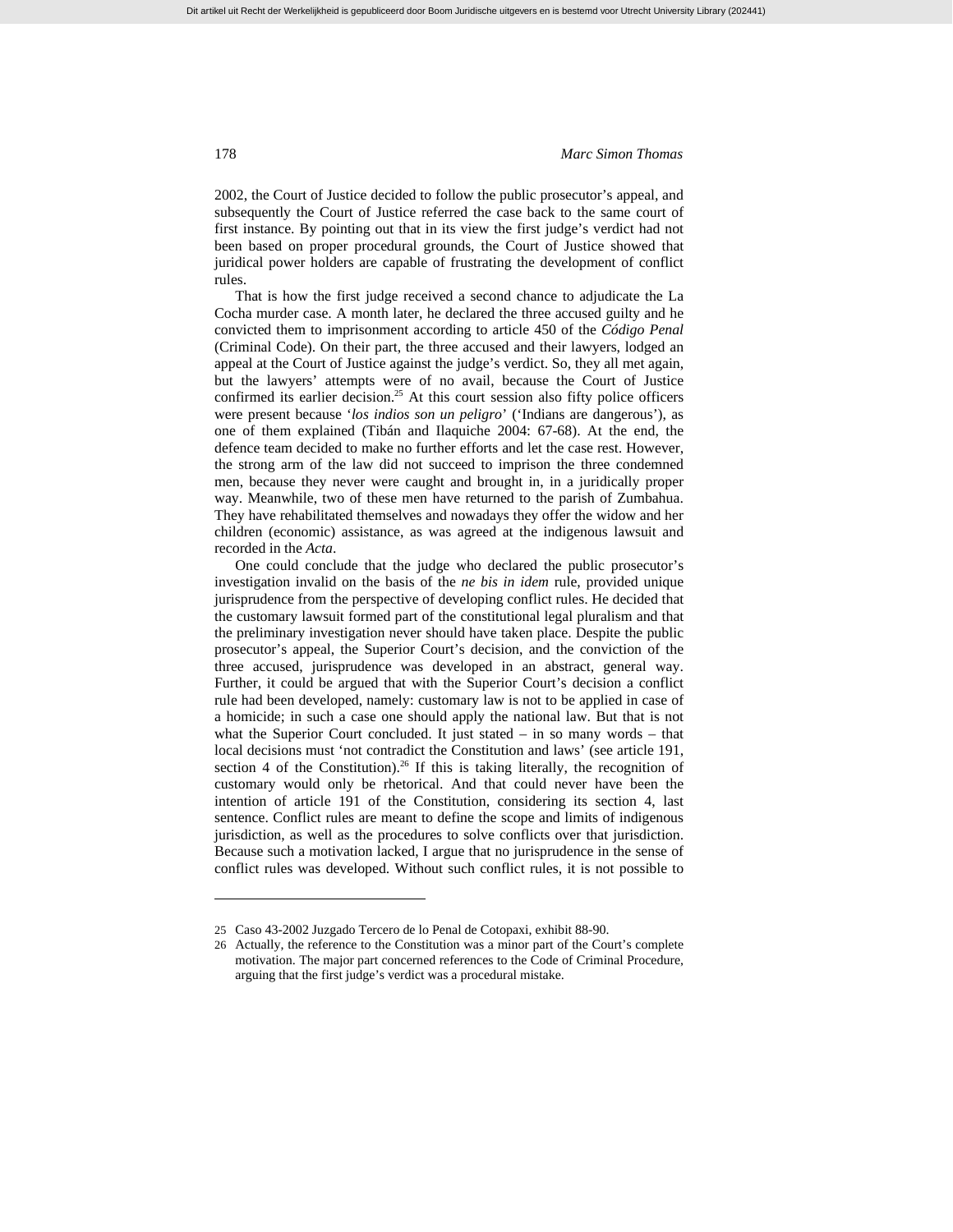2002, the Court of Justice decided to follow the public prosecutor's appeal, and subsequently the Court of Justice referred the case back to the same court of first instance. By pointing out that in its view the first judge's verdict had not been based on proper procedural grounds, the Court of Justice showed that juridical power holders are capable of frustrating the development of conflict rules.

That is how the first judge received a second chance to adjudicate the La Cocha murder case. A month later, he declared the three accused guilty and he convicted them to imprisonment according to article 450 of the *Código Penal* (Criminal Code). On their part, the three accused and their lawyers, lodged an appeal at the Court of Justice against the judge's verdict. So, they all met again, but the lawyers' attempts were of no avail, because the Court of Justice confirmed its earlier decision.[25] At this court session also fifty police officers were present because '*los indios son un peligro*' ('Indians are dangerous'), as one of them explained (Tibán and Ilaquiche 2004: 67-68). At the end, the defence team decided to make no further efforts and let the case rest. However, the strong arm of the law did not succeed to imprison the three condemned men, because they never were caught and brought in, in a juridically proper way. Meanwhile, two of these men have returned to the parish of Zumbahua. They have rehabilitated themselves and nowadays they offer the widow and her children (economic) assistance, as was agreed at the indigenous lawsuit and recorded in the *Acta*.

One could conclude that the judge who declared the public prosecutor's investigation invalid on the basis of the *ne bis in idem* rule, provided unique jurisprudence from the perspective of developing conflict rules. He decided that the customary lawsuit formed part of the constitutional legal pluralism and that the preliminary investigation never should have taken place. Despite the public prosecutor's appeal, the Superior Court's decision, and the conviction of the three accused, jurisprudence was developed in an abstract, general way. Further, it could be argued that with the Superior Court's decision a conflict rule had been developed, namely: customary law is not to be applied in case of a homicide; in such a case one should apply the national law. But that is not what the Superior Court concluded. It just stated – in so many words – that local decisions must 'not contradict the Constitution and laws' (see article 191, section 4 of the Constitution).[26] If this is taking literally, the recognition of customary would only be rhetorical. And that could never have been the intention of article 191 of the Constitution, considering its section 4, last sentence. Conflict rules are meant to define the scope and limits of indigenous jurisdiction, as well as the procedures to solve conflicts over that jurisdiction. Because such a motivation lacked, I argue that no jurisprudence in the sense of conflict rules was developed. Without such conflict rules, it is not possible to

---

25 Caso 43-2002 Juzgado Tercero de lo Penal de Cotopaxi, exhibit 88-90.

26 Actually, the reference to the Constitution was a minor part of the Court's complete motivation. The major part concerned references to the Code of Criminal Procedure, arguing that the first judge's verdict was a procedural mistake.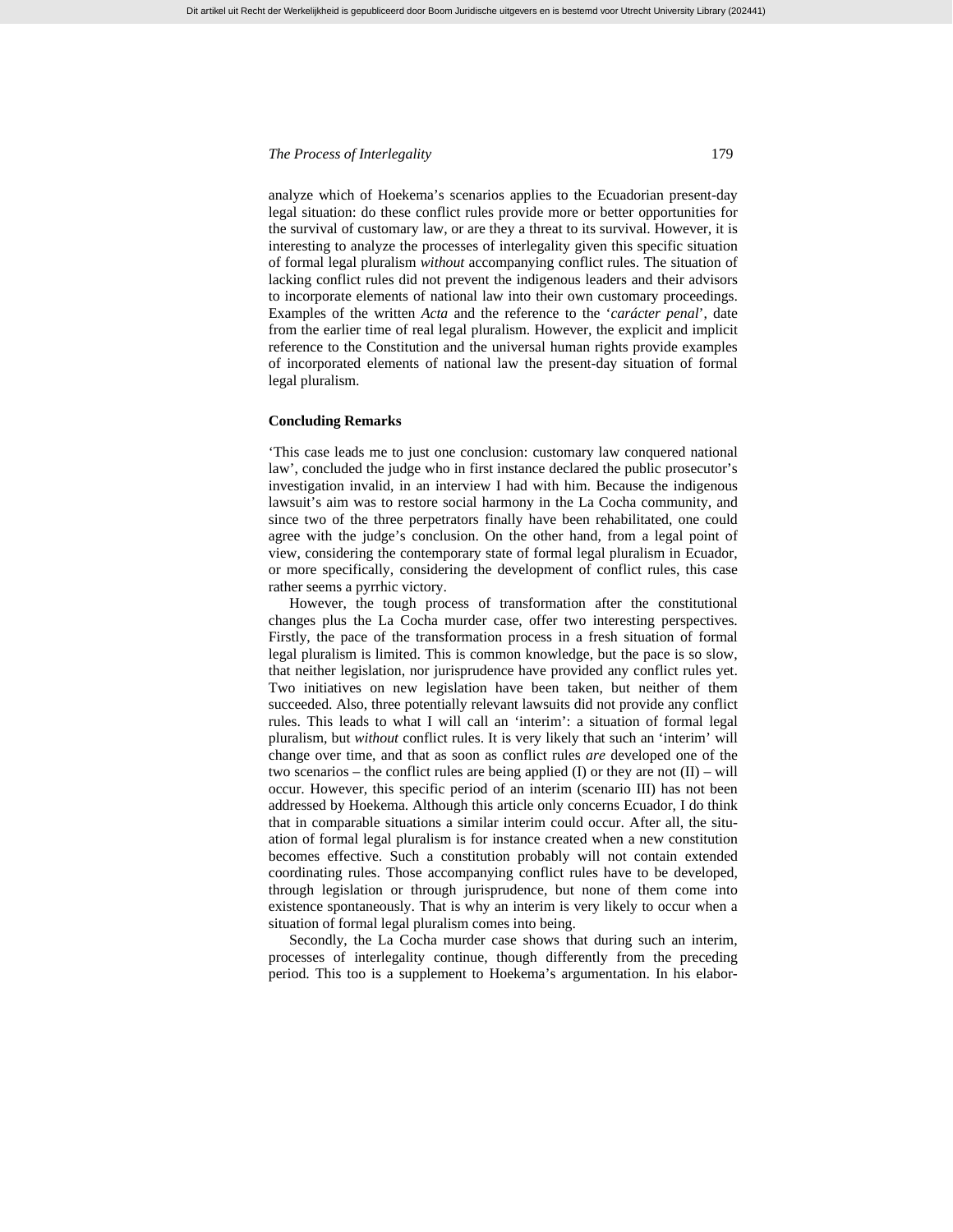analyze which of Hoekema's scenarios applies to the Ecuadorian present-day legal situation: do these conflict rules provide more or better opportunities for the survival of customary law, or are they a threat to its survival. However, it is interesting to analyze the processes of interlegality given this specific situation of formal legal pluralism *without* accompanying conflict rules. The situation of lacking conflict rules did not prevent the indigenous leaders and their advisors to incorporate elements of national law into their own customary proceedings. Examples of the written *Acta* and the reference to the '*carácter penal*', date from the earlier time of real legal pluralism. However, the explicit and implicit reference to the Constitution and the universal human rights provide examples of incorporated elements of national law the present-day situation of formal legal pluralism.

## Concluding Remarks

'This case leads me to just one conclusion: customary law conquered national law', concluded the judge who in first instance declared the public prosecutor's investigation invalid, in an interview I had with him. Because the indigenous lawsuit's aim was to restore social harmony in the La Cocha community, and since two of the three perpetrators finally have been rehabilitated, one could agree with the judge's conclusion. On the other hand, from a legal point of view, considering the contemporary state of formal legal pluralism in Ecuador, or more specifically, considering the development of conflict rules, this case rather seems a pyrrhic victory.

However, the tough process of transformation after the constitutional changes plus the La Cocha murder case, offer two interesting perspectives. Firstly, the pace of the transformation process in a fresh situation of formal legal pluralism is limited. This is common knowledge, but the pace is so slow, that neither legislation, nor jurisprudence have provided any conflict rules yet. Two initiatives on new legislation have been taken, but neither of them succeeded. Also, three potentially relevant lawsuits did not provide any conflict rules. This leads to what I will call an 'interim': a situation of formal legal pluralism, but *without* conflict rules. It is very likely that such an 'interim' will change over time, and that as soon as conflict rules *are* developed one of the two scenarios – the conflict rules are being applied (I) or they are not (II) – will occur. However, this specific period of an interim (scenario III) has not been addressed by Hoekema. Although this article only concerns Ecuador, I do think that in comparable situations a similar interim could occur. After all, the situation of formal legal pluralism is for instance created when a new constitution becomes effective. Such a constitution probably will not contain extended coordinating rules. Those accompanying conflict rules have to be developed, through legislation or through jurisprudence, but none of them come into existence spontaneously. That is why an interim is very likely to occur when a situation of formal legal pluralism comes into being.

Secondly, the La Cocha murder case shows that during such an interim, processes of interlegality continue, though differently from the preceding period. This too is a supplement to Hoekema's argumentation. In his elabor-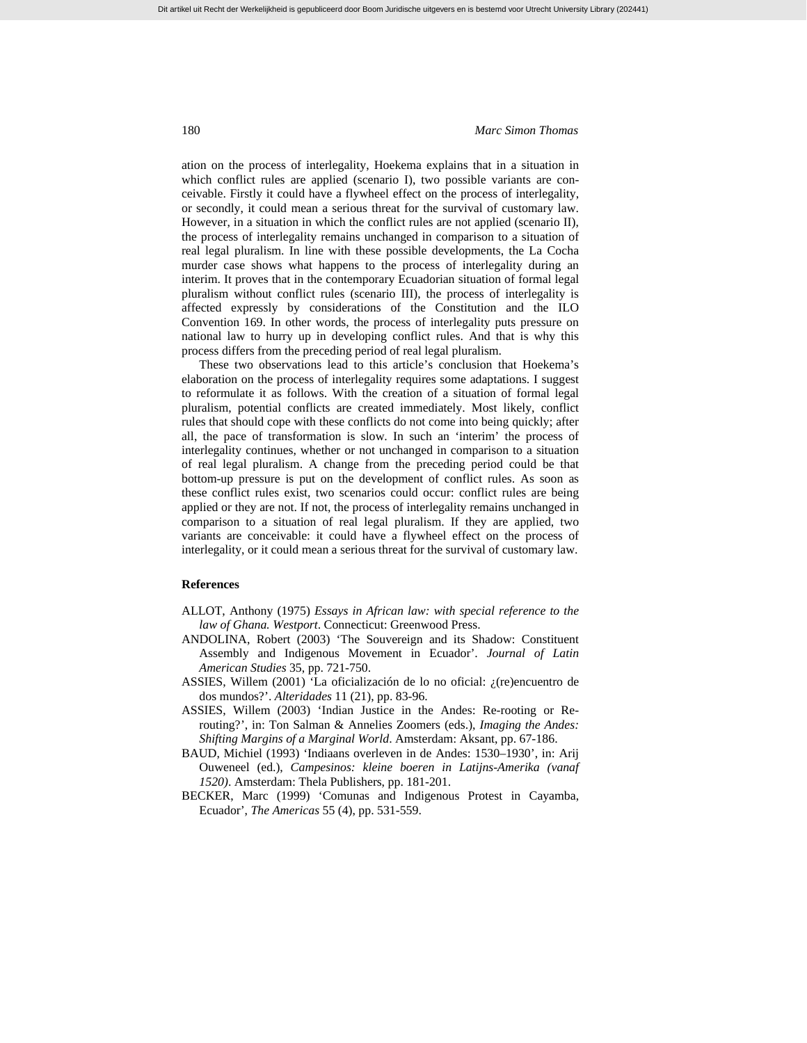ation on the process of interlegality, Hoekema explains that in a situation in which conflict rules are applied (scenario I), two possible variants are conceivable. Firstly it could have a flywheel effect on the process of interlegality, or secondly, it could mean a serious threat for the survival of customary law. However, in a situation in which the conflict rules are not applied (scenario II), the process of interlegality remains unchanged in comparison to a situation of real legal pluralism. In line with these possible developments, the La Cocha murder case shows what happens to the process of interlegality during an interim. It proves that in the contemporary Ecuadorian situation of formal legal pluralism without conflict rules (scenario III), the process of interlegality is affected expressly by considerations of the Constitution and the ILO Convention 169. In other words, the process of interlegality puts pressure on national law to hurry up in developing conflict rules. And that is why this process differs from the preceding period of real legal pluralism.

These two observations lead to this article's conclusion that Hoekema's elaboration on the process of interlegality requires some adaptations. I suggest to reformulate it as follows. With the creation of a situation of formal legal pluralism, potential conflicts are created immediately. Most likely, conflict rules that should cope with these conflicts do not come into being quickly; after all, the pace of transformation is slow. In such an 'interim' the process of interlegality continues, whether or not unchanged in comparison to a situation of real legal pluralism. A change from the preceding period could be that bottom-up pressure is put on the development of conflict rules. As soon as these conflict rules exist, two scenarios could occur: conflict rules are being applied or they are not. If not, the process of interlegality remains unchanged in comparison to a situation of real legal pluralism. If they are applied, two variants are conceivable: it could have a flywheel effect on the process of interlegality, or it could mean a serious threat for the survival of customary law.

## References

ALLOT, Anthony (1975) *Essays in African law: with special reference to the law of Ghana. Westport*. Connecticut: Greenwood Press.

ANDOLINA, Robert (2003) 'The Souvereign and its Shadow: Constituent Assembly and Indigenous Movement in Ecuador'. *Journal of Latin American Studies* 35, pp. 721-750.

ASSIES, Willem (2001) 'La oficialización de lo no oficial: ¿(re)encuentro de dos mundos?'. *Alteridades* 11 (21), pp. 83-96.

ASSIES, Willem (2003) 'Indian Justice in the Andes: Re-rooting or Re-routing?', in: Ton Salman & Annelies Zoomers (eds.), *Imaging the Andes: Shifting Margins of a Marginal World*. Amsterdam: Aksant, pp. 67-186.

BAUD, Michiel (1993) 'Indiaans overleven in de Andes: 1530–1930', in: Arij Ouweneel (ed.), *Campesinos: kleine boeren in Latijns-Amerika (vanaf 1520)*. Amsterdam: Thela Publishers, pp. 181-201.

BECKER, Marc (1999) 'Comunas and Indigenous Protest in Cayamba, Ecuador', *The Americas* 55 (4), pp. 531-559.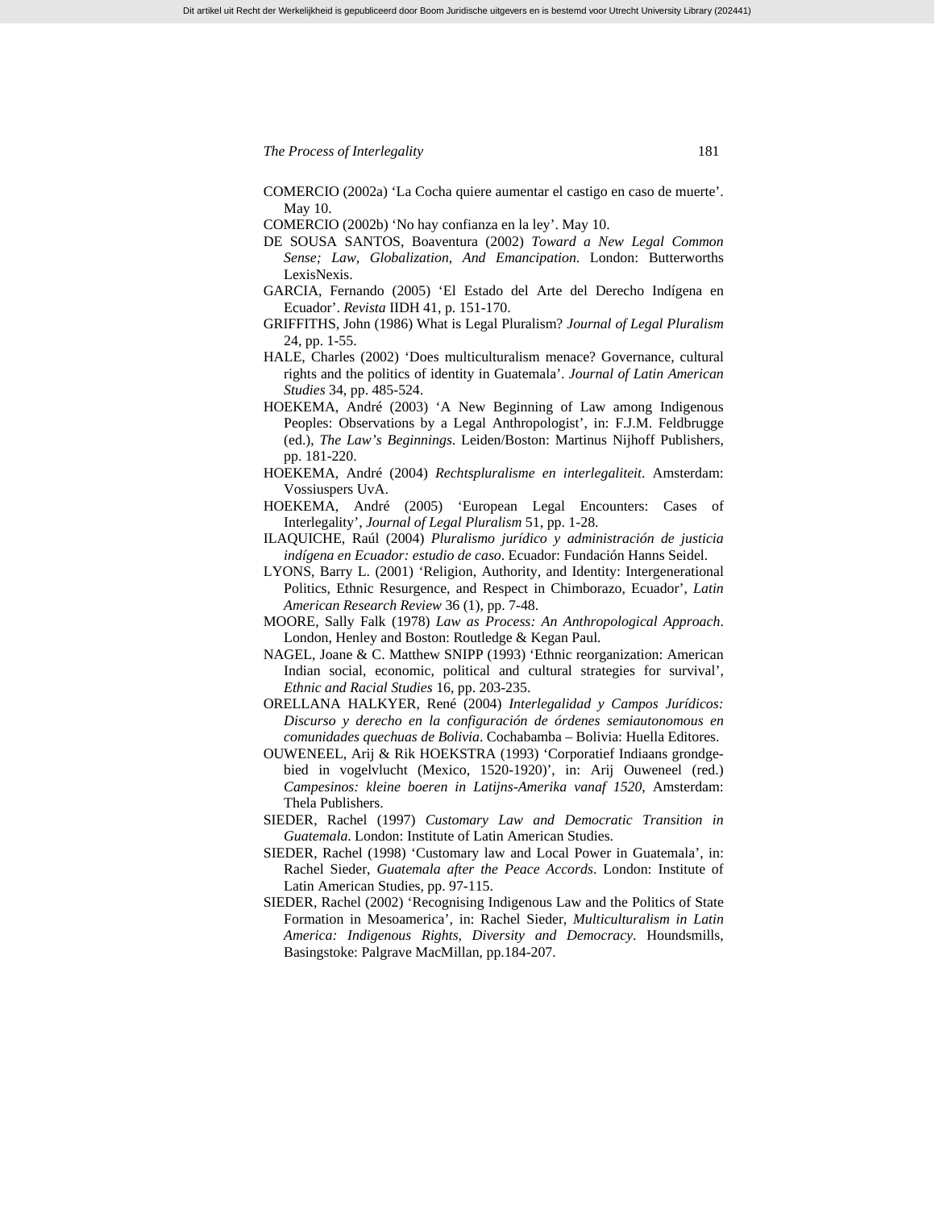COMERCIO (2002a) 'La Cocha quiere aumentar el castigo en caso de muerte'. May 10.

COMERCIO (2002b) 'No hay confianza en la ley'. May 10.

DE SOUSA SANTOS, Boaventura (2002) *Toward a New Legal Common Sense; Law, Globalization, And Emancipation*. London: Butterworths LexisNexis.

GARCIA, Fernando (2005) 'El Estado del Arte del Derecho Indígena en Ecuador'. *Revista* IIDH 41, p. 151-170.

GRIFFITHS, John (1986) What is Legal Pluralism? *Journal of Legal Pluralism* 24, pp. 1-55.

HALE, Charles (2002) 'Does multiculturalism menace? Governance, cultural rights and the politics of identity in Guatemala'. *Journal of Latin American Studies* 34, pp. 485-524.

HOEKEMA, André (2003) 'A New Beginning of Law among Indigenous Peoples: Observations by a Legal Anthropologist', in: F.J.M. Feldbrugge (ed.), *The Law's Beginnings*. Leiden/Boston: Martinus Nijhoff Publishers, pp. 181-220.

HOEKEMA, André (2004) *Rechtspluralisme en interlegaliteit*. Amsterdam: Vossiuspers UvA.

HOEKEMA, André (2005) 'European Legal Encounters: Cases of Interlegality', *Journal of Legal Pluralism* 51, pp. 1-28.

ILAQUICHE, Raúl (2004) *Pluralismo jurídico y administración de justicia indígena en Ecuador: estudio de caso*. Ecuador: Fundación Hanns Seidel.

LYONS, Barry L. (2001) 'Religion, Authority, and Identity: Intergenerational Politics, Ethnic Resurgence, and Respect in Chimborazo, Ecuador', *Latin American Research Review* 36 (1), pp. 7-48.

MOORE, Sally Falk (1978) *Law as Process: An Anthropological Approach*. London, Henley and Boston: Routledge & Kegan Paul.

NAGEL, Joane & C. Matthew SNIPP (1993) 'Ethnic reorganization: American Indian social, economic, political and cultural strategies for survival', *Ethnic and Racial Studies* 16, pp. 203-235.

ORELLANA HALKYER, René (2004) *Interlegalidad y Campos Jurídicos: Discurso y derecho en la configuración de órdenes semiautonomous en comunidades quechuas de Bolivia*. Cochabamba – Bolivia: Huella Editores.

OUWENEEL, Arij & Rik HOEKSTRA (1993) 'Corporatief Indiaans grondgebied in vogelvlucht (Mexico, 1520-1920)', in: Arij Ouweneel (red.) *Campesinos: kleine boeren in Latijns-Amerika vanaf 1520*, Amsterdam: Thela Publishers.

SIEDER, Rachel (1997) *Customary Law and Democratic Transition in Guatemala*. London: Institute of Latin American Studies.

SIEDER, Rachel (1998) 'Customary law and Local Power in Guatemala', in: Rachel Sieder, *Guatemala after the Peace Accords*. London: Institute of Latin American Studies, pp. 97-115.

SIEDER, Rachel (2002) 'Recognising Indigenous Law and the Politics of State Formation in Mesoamerica', in: Rachel Sieder, *Multiculturalism in Latin America: Indigenous Rights, Diversity and Democracy*. Houndsmills, Basingstoke: Palgrave MacMillan, pp.184-207.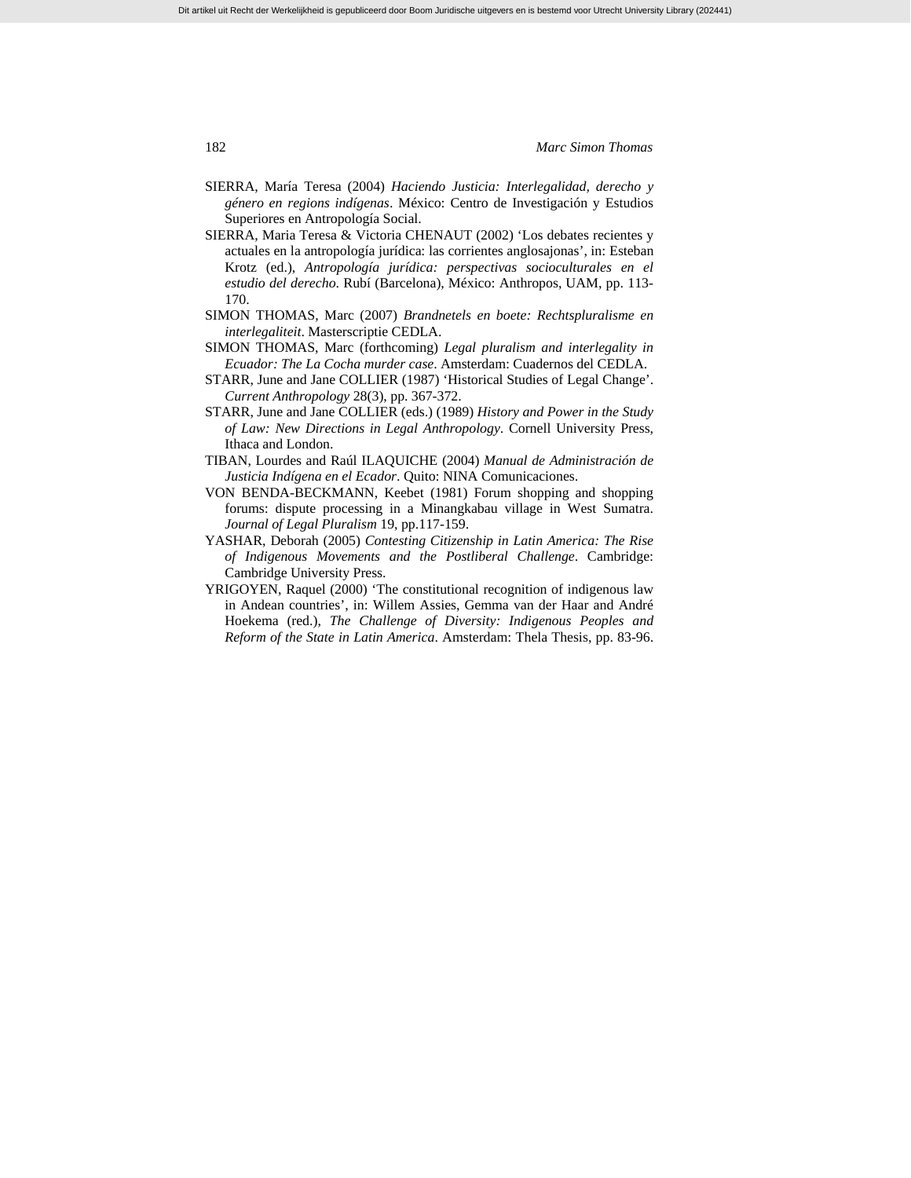SIERRA, María Teresa (2004) *Haciendo Justicia: Interlegalidad, derecho y género en regions indígenas*. México: Centro de Investigación y Estudios Superiores en Antropología Social.

SIERRA, Maria Teresa & Victoria CHENAUT (2002) 'Los debates recientes y actuales en la antropología jurídica: las corrientes anglosajonas', in: Esteban Krotz (ed.), *Antropología jurídica: perspectivas socioculturales en el estudio del derecho*. Rubí (Barcelona), México: Anthropos, UAM, pp. 113-170.

SIMON THOMAS, Marc (2007) *Brandnetels en boete: Rechtspluralisme en interlegaliteit*. Masterscriptie CEDLA.

SIMON THOMAS, Marc (forthcoming) *Legal pluralism and interlegality in Ecuador: The La Cocha murder case*. Amsterdam: Cuadernos del CEDLA.

STARR, June and Jane COLLIER (1987) 'Historical Studies of Legal Change'. *Current Anthropology* 28(3), pp. 367-372.

STARR, June and Jane COLLIER (eds.) (1989) *History and Power in the Study of Law: New Directions in Legal Anthropology*. Cornell University Press, Ithaca and London.

TIBAN, Lourdes and Raúl ILAQUICHE (2004) *Manual de Administración de Justicia Indígena en el Ecador*. Quito: NINA Comunicaciones.

VON BENDA-BECKMANN, Keebet (1981) Forum shopping and shopping forums: dispute processing in a Minangkabau village in West Sumatra. *Journal of Legal Pluralism* 19, pp.117-159.

YASHAR, Deborah (2005) *Contesting Citizenship in Latin America: The Rise of Indigenous Movements and the Postliberal Challenge*. Cambridge: Cambridge University Press.

YRIGOYEN, Raquel (2000) 'The constitutional recognition of indigenous law in Andean countries', in: Willem Assies, Gemma van der Haar and André Hoekema (red.), *The Challenge of Diversity: Indigenous Peoples and Reform of the State in Latin America*. Amsterdam: Thela Thesis, pp. 83-96.